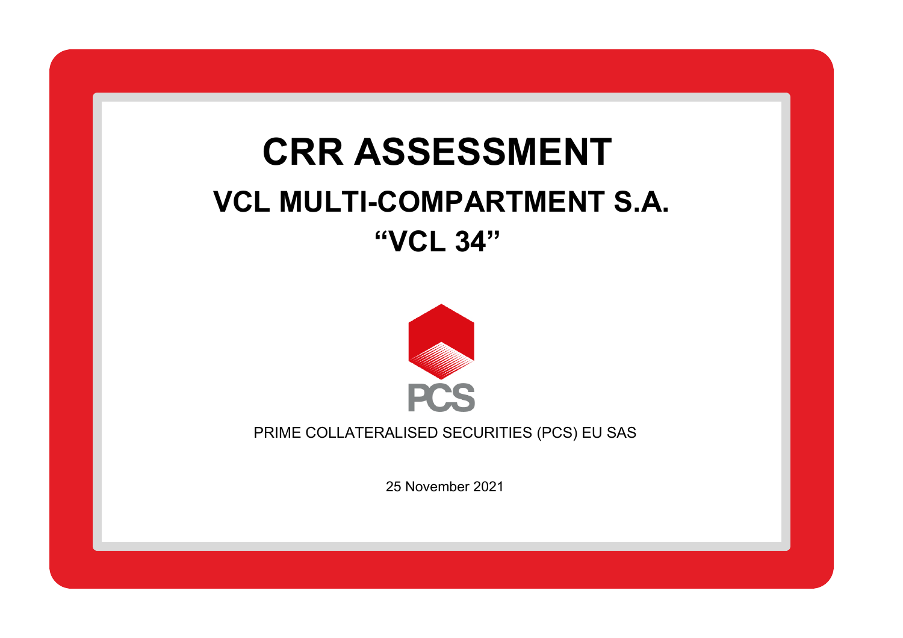# CRR ASSESSMENT

## VCL MULTI-COMPARTMENT S.A.

## "VCL 34"

PCS

PRIME COLLATERALISED SECURITIES (PCS) EU SAS

25 November 2021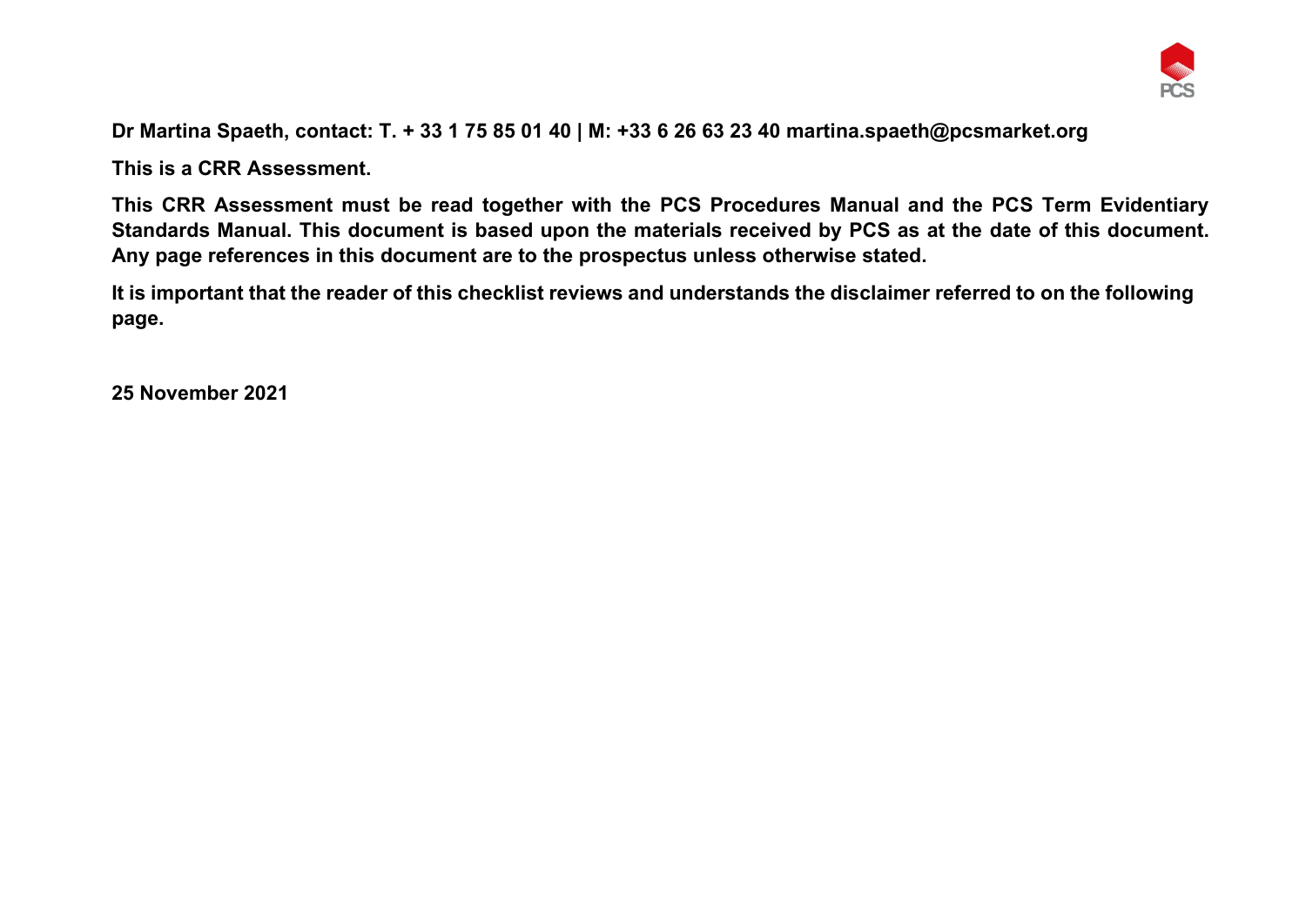**Dr Martina Spaeth, contact: T. + 33 1 75 85 01 40 | M: +33 6 26 63 23 40 martina.spaeth@pcsmarket.org**

**This is a CRR Assessment.**

**This CRR Assessment must be read together with the PCS Procedures Manual and the PCS Term Evidentiary Standards Manual. This document is based upon the materials received by PCS as at the date of this document. Any page references in this document are to the prospectus unless otherwise stated.**

**It is important that the reader of this checklist reviews and understands the disclaimer referred to on the following page.**

**25 November 2021**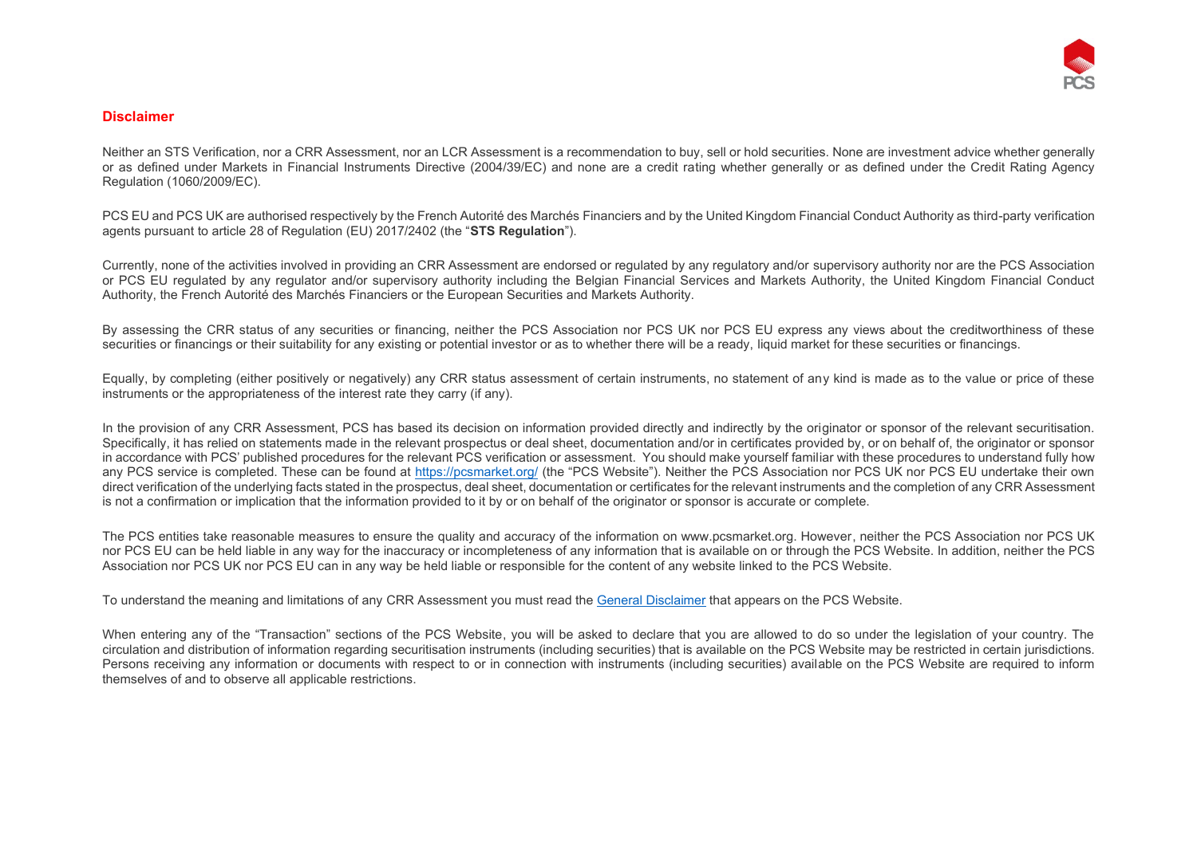## Disclaimer

Neither an STS Verification, nor a CRR Assessment, nor an LCR Assessment is a recommendation to buy, sell or hold securities. None are investment advice whether generally or as defined under Markets in Financial Instruments Directive (2004/39/EC) and none are a credit rating whether generally or as defined under the Credit Rating Agency Regulation (1060/2009/EC).

PCS EU and PCS UK are authorised respectively by the French Autorité des Marchés Financiers and by the United Kingdom Financial Conduct Authority as third-party verification agents pursuant to article 28 of Regulation (EU) 2017/2402 (the "**STS Regulation**").

Currently, none of the activities involved in providing an CRR Assessment are endorsed or regulated by any regulatory and/or supervisory authority nor are the PCS Association or PCS EU regulated by any regulator and/or supervisory authority including the Belgian Financial Services and Markets Authority, the United Kingdom Financial Conduct Authority, the French Autorité des Marchés Financiers or the European Securities and Markets Authority.

By assessing the CRR status of any securities or financing, neither the PCS Association nor PCS UK nor PCS EU express any views about the creditworthiness of these securities or financings or their suitability for any existing or potential investor or as to whether there will be a ready, liquid market for these securities or financings.

Equally, by completing (either positively or negatively) any CRR status assessment of certain instruments, no statement of any kind is made as to the value or price of these instruments or the appropriateness of the interest rate they carry (if any).

In the provision of any CRR Assessment, PCS has based its decision on information provided directly and indirectly by the originator or sponsor of the relevant securitisation. Specifically, it has relied on statements made in the relevant prospectus or deal sheet, documentation and/or in certificates provided by, or on behalf of, the originator or sponsor in accordance with PCS' published procedures for the relevant PCS verification or assessment. You should make yourself familiar with these procedures to understand fully how any PCS service is completed. These can be found at [https://pcsmarket.org/](https://pcsmarket.org/) (the "PCS Website"). Neither the PCS Association nor PCS UK nor PCS EU undertake their own direct verification of the underlying facts stated in the prospectus, deal sheet, documentation or certificates for the relevant instruments and the completion of any CRR Assessment is not a confirmation or implication that the information provided to it by or on behalf of the originator or sponsor is accurate or complete.

The PCS entities take reasonable measures to ensure the quality and accuracy of the information on www.pcsmarket.org. However, neither the PCS Association nor PCS UK nor PCS EU can be held liable in any way for the inaccuracy or incompleteness of any information that is available on or through the PCS Website. In addition, neither the PCS Association nor PCS UK nor PCS EU can in any way be held liable or responsible for the content of any website linked to the PCS Website.

To understand the meaning and limitations of any CRR Assessment you must read the General Disclaimer that appears on the PCS Website.

When entering any of the "Transaction" sections of the PCS Website, you will be asked to declare that you are allowed to do so under the legislation of your country. The circulation and distribution of information regarding securitisation instruments (including securities) that is available on the PCS Website may be restricted in certain jurisdictions. Persons receiving any information or documents with respect to or in connection with instruments (including securities) available on the PCS Website are required to inform themselves of and to observe all applicable restrictions.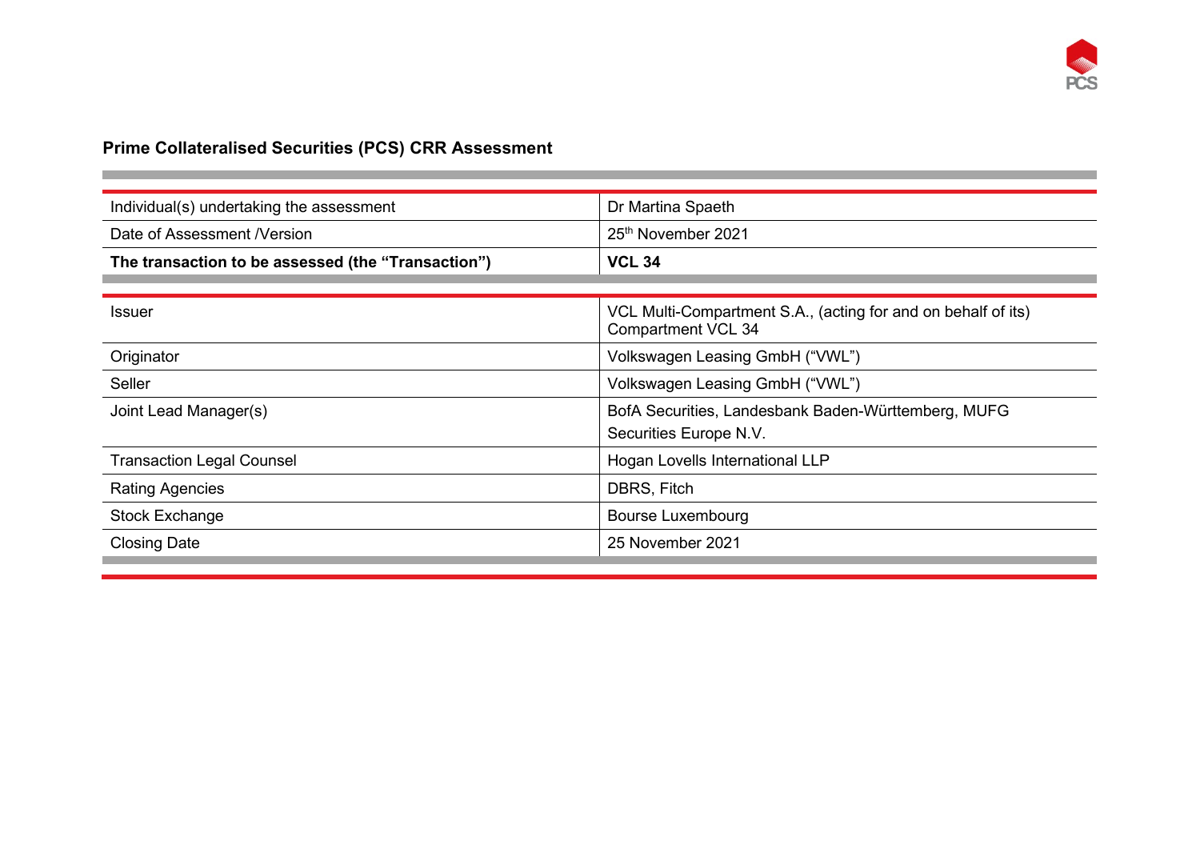## Prime Collateralised Securities (PCS) CRR Assessment

| | |
|---|---|
| Individual(s) undertaking the assessment | Dr Martina Spaeth |
| Date of Assessment /Version | 25th November 2021 |
| **The transaction to be assessed (the "Transaction")** | **VCL 34** |

| | |
|---|---|
| Issuer | VCL Multi-Compartment S.A., (acting for and on behalf of its) Compartment VCL 34 |
| Originator | Volkswagen Leasing GmbH ("VWL") |
| Seller | Volkswagen Leasing GmbH ("VWL") |
| Joint Lead Manager(s) | BofA Securities, Landesbank Baden-Württemberg, MUFG Securities Europe N.V. |
| Transaction Legal Counsel | Hogan Lovells International LLP |
| Rating Agencies | DBRS, Fitch |
| Stock Exchange | Bourse Luxembourg |
| Closing Date | 25 November 2021 |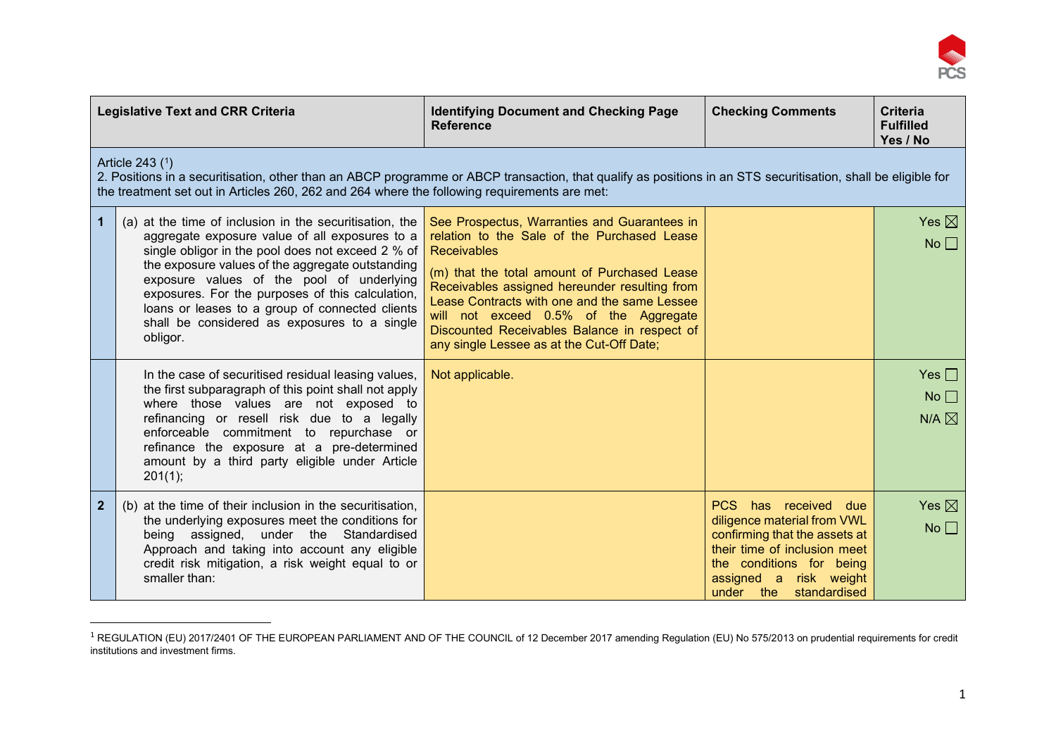| | Legislative Text and CRR Criteria | Identifying Document and Checking Page Reference | Checking Comments | Criteria Fulfilled Yes / No |
|---|---|---|---|---|
| Article 243 ([1]) 2. Positions in a securitisation, other than an ABCP programme or ABCP transaction, that qualify as positions in an STS securitisation, shall be eligible for the treatment set out in Articles 260, 262 and 264 where the following requirements are met: | | | | |
| **1** | (a) at the time of inclusion in the securitisation, the aggregate exposure value of all exposures to a single obligor in the pool does not exceed 2 % of the exposure values of the aggregate outstanding exposure values of the pool of underlying exposures. For the purposes of this calculation, loans or leases to a group of connected clients shall be considered as exposures to a single obligor. | See Prospectus, Warranties and Guarantees in relation to the Sale of the Purchased Lease Receivables<br><br>(m) that the total amount of Purchased Lease Receivables assigned hereunder resulting from Lease Contracts with one and the same Lessee will not exceed 0.5% of the Aggregate Discounted Receivables Balance in respect of any single Lessee as at the Cut-Off Date; | | Yes ☒<br>No ☐ |
| | In the case of securitised residual leasing values, the first subparagraph of this point shall not apply where those values are not exposed to refinancing or resell risk due to a legally enforceable commitment to repurchase or refinance the exposure at a pre-determined amount by a third party eligible under Article 201(1); | Not applicable. | | Yes ☐<br>No ☐<br>N/A ☒ |
| **2** | (b) at the time of their inclusion in the securitisation, the underlying exposures meet the conditions for being assigned, under the Standardised Approach and taking into account any eligible credit risk mitigation, a risk weight equal to or smaller than: | | PCS has received due diligence material from VWL confirming that the assets at their time of inclusion meet the conditions for being assigned a risk weight under the standardised | Yes ☒<br>No ☐ |

[1] REGULATION (EU) 2017/2401 OF THE EUROPEAN PARLIAMENT AND OF THE COUNCIL of 12 December 2017 amending Regulation (EU) No 575/2013 on prudential requirements for credit institutions and investment firms.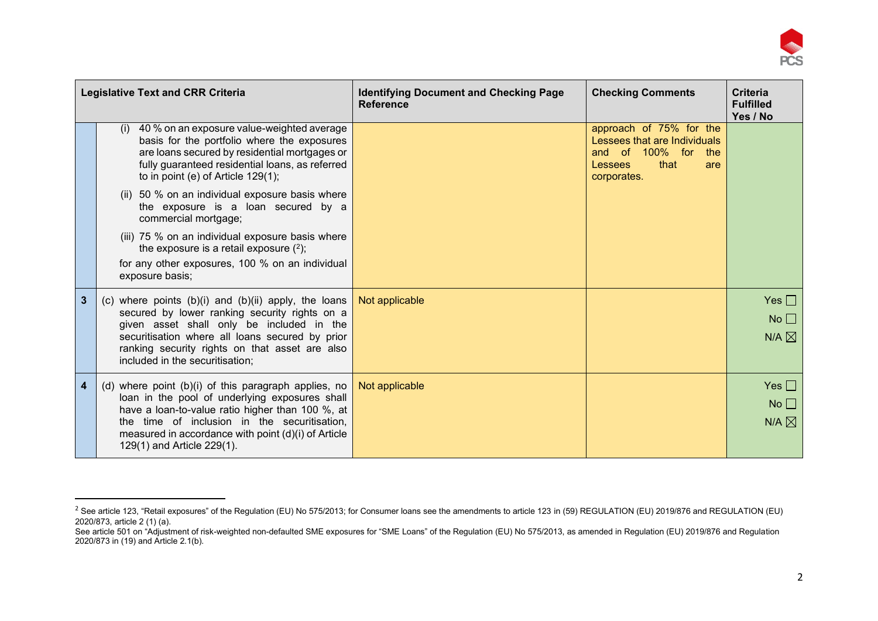| | Legislative Text and CRR Criteria | Identifying Document and Checking Page Reference | Checking Comments | Criteria Fulfilled Yes / No |
|---|---|---|---|---|
| | (i) 40 % on an exposure value-weighted average basis for the portfolio where the exposures are loans secured by residential mortgages or fully guaranteed residential loans, as referred to in point (e) of Article 129(1);<br><br>(ii) 50 % on an individual exposure basis where the exposure is a loan secured by a commercial mortgage;<br><br>(iii) 75 % on an individual exposure basis where the exposure is a retail exposure [2];<br><br>for any other exposures, 100 % on an individual exposure basis; | | approach of 75% for the Lessees that are Individuals and of 100% for the Lessees that are corporates. | |
| 3 | (c) where points (b)(i) and (b)(ii) apply, the loans secured by lower ranking security rights on a given asset shall only be included in the securitisation where all loans secured by prior ranking security rights on that asset are also included in the securitisation; | Not applicable | | Yes ☐<br>No ☐<br>N/A ☒ |
| 4 | (d) where point (b)(i) of this paragraph applies, no loan in the pool of underlying exposures shall have a loan-to-value ratio higher than 100 %, at the time of inclusion in the securitisation, measured in accordance with point (d)(i) of Article 129(1) and Article 229(1). | Not applicable | | Yes ☐<br>No ☐<br>N/A ☒ |

[2] See article 123, "Retail exposures" of the Regulation (EU) No 575/2013; for Consumer loans see the amendments to article 123 in (59) REGULATION (EU) 2019/876 and REGULATION (EU) 2020/873, article 2 (1) (a).
See article 501 on "Adjustment of risk-weighted non-defaulted SME exposures for "SME Loans" of the Regulation (EU) No 575/2013, as amended in Regulation (EU) 2019/876 and Regulation 2020/873 in (19) and Article 2.1(b).